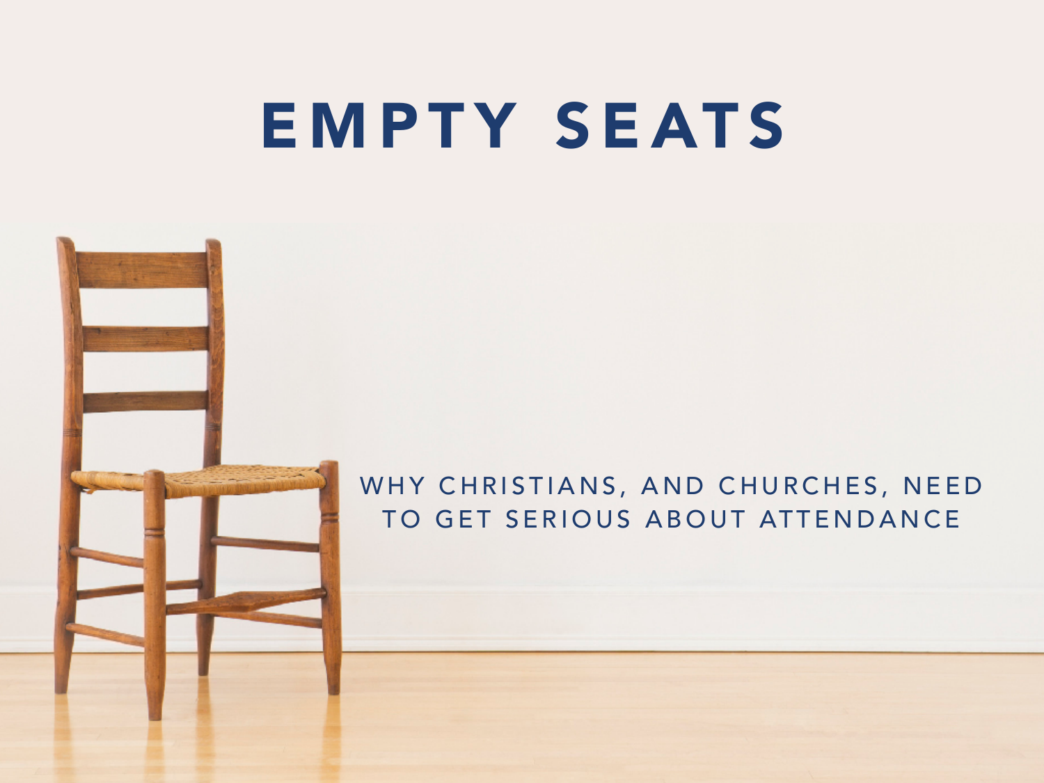# EMPTY SEATS

WHY CHRISTIANS, AND CHURCHES, NEED TO GET SERIOUS ABOUT ATTENDANCE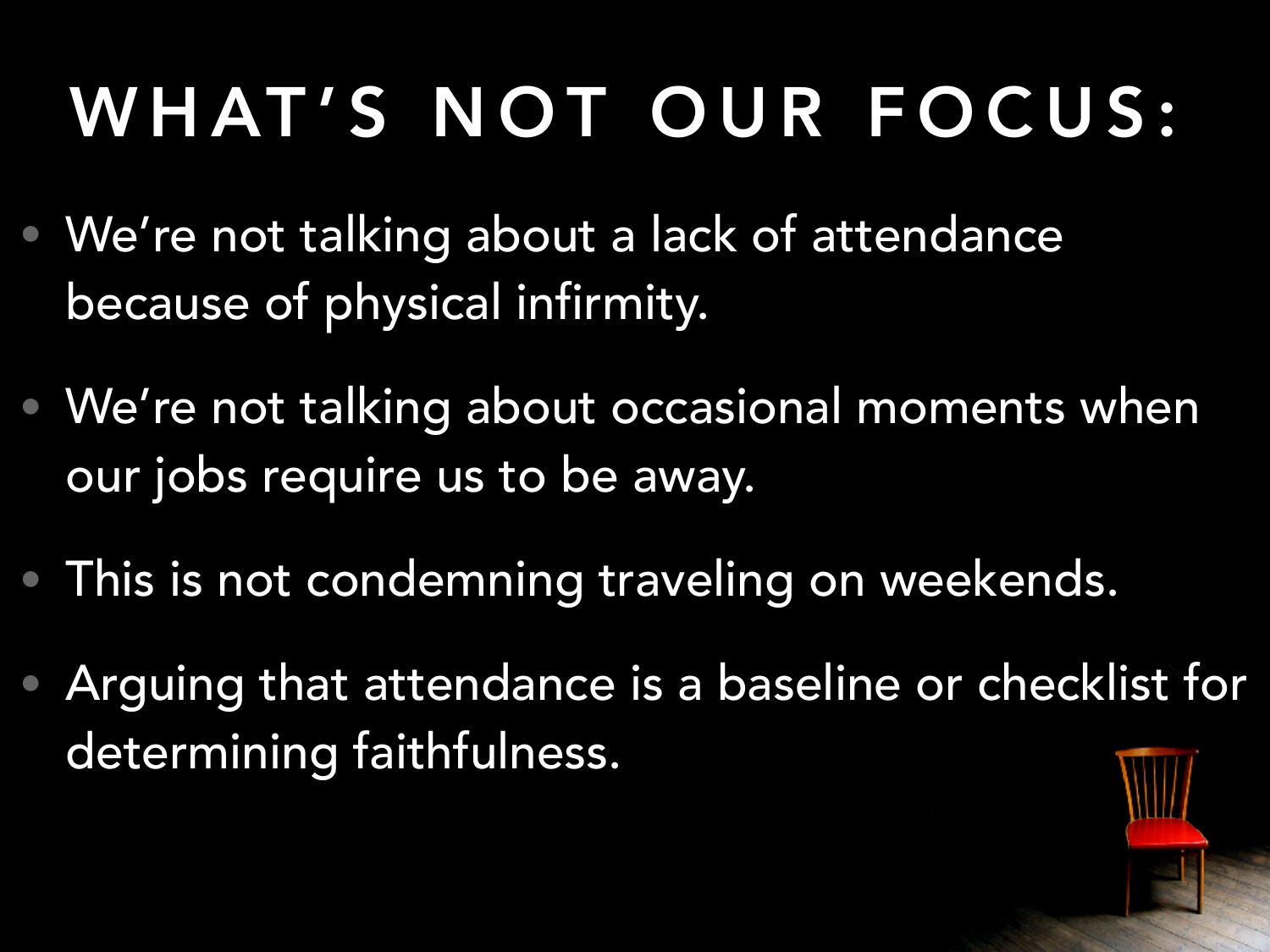# WHAT'S NOT OUR FOCUS:

- We're not talking about a lack of attendance because of physical infirmity.
- We're not talking about occasional moments when our jobs require us to be away.
- This is not condemning traveling on weekends.
- Arguing that attendance is a baseline or checklist for determining faithfulness.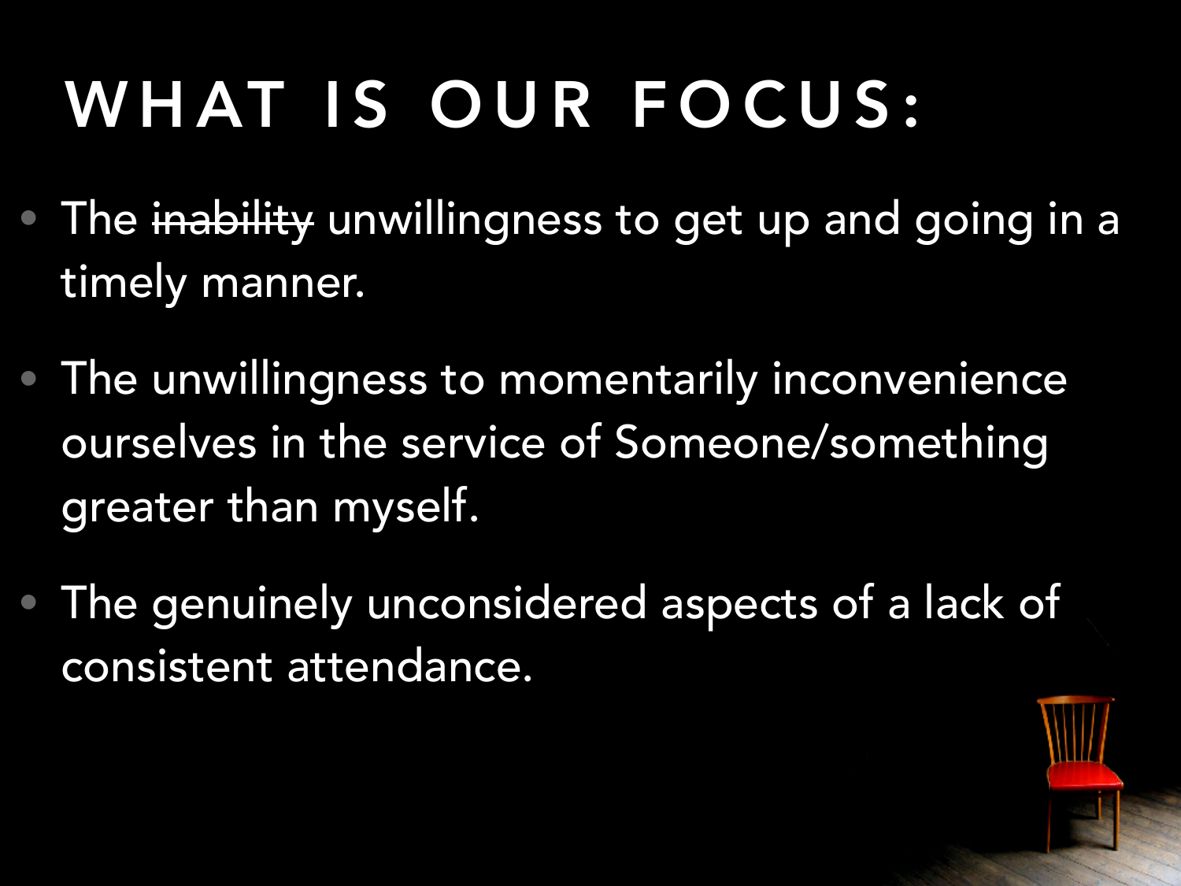# WHAT IS OUR FOCUS:

- The ~~inability~~ unwillingness to get up and going in a timely manner.
- The unwillingness to momentarily inconvenience ourselves in the service of Someone/something greater than myself.
- The genuinely unconsidered aspects of a lack of consistent attendance.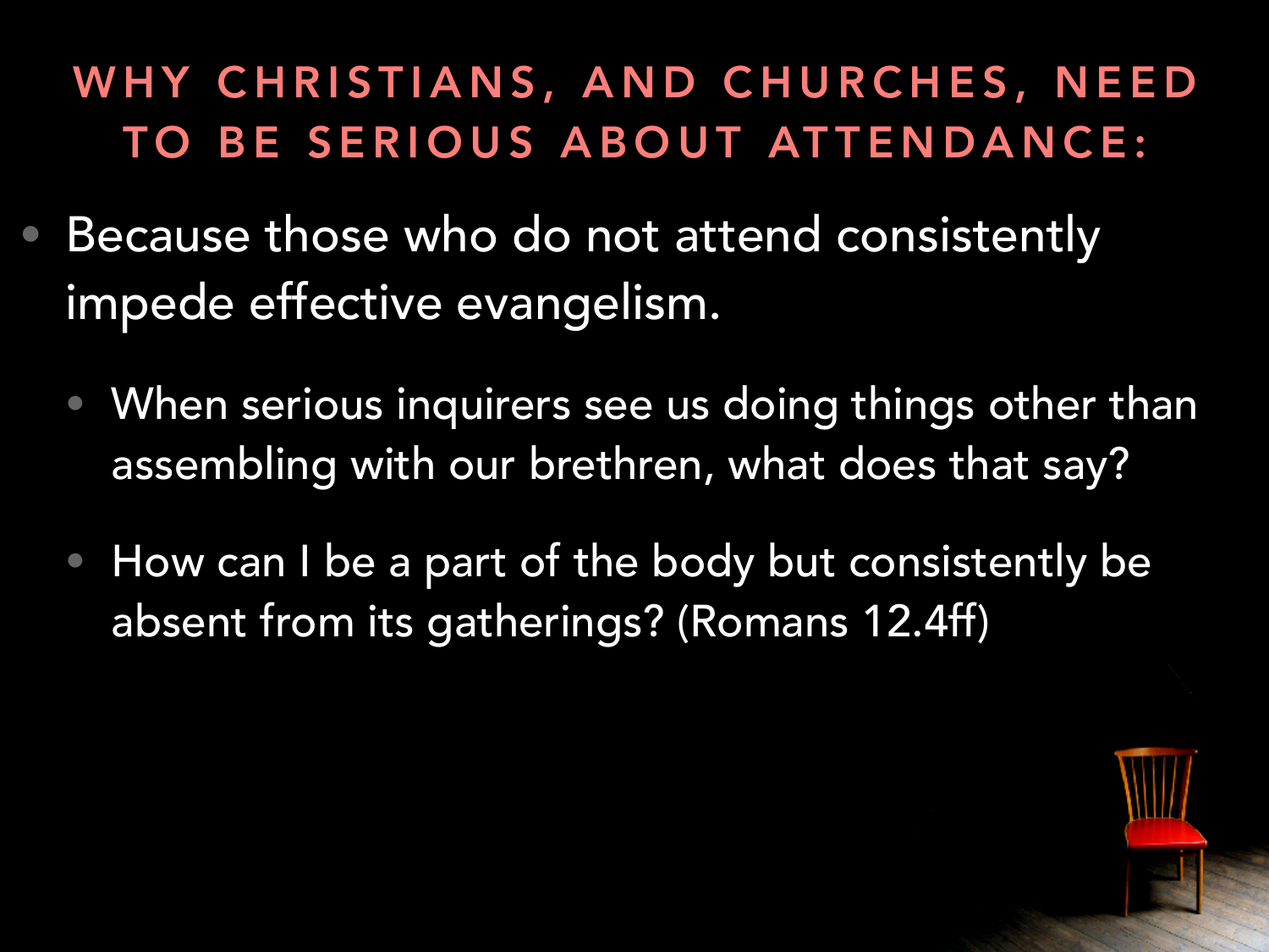## WHY CHRISTIANS, AND CHURCHES, NEED TO BE SERIOUS ABOUT ATTENDANCE:

- Because those who do not attend consistently impede effective evangelism.
  - When serious inquirers see us doing things other than assembling with our brethren, what does that say?
  - How can I be a part of the body but consistently be absent from its gatherings? (Romans 12.4ff)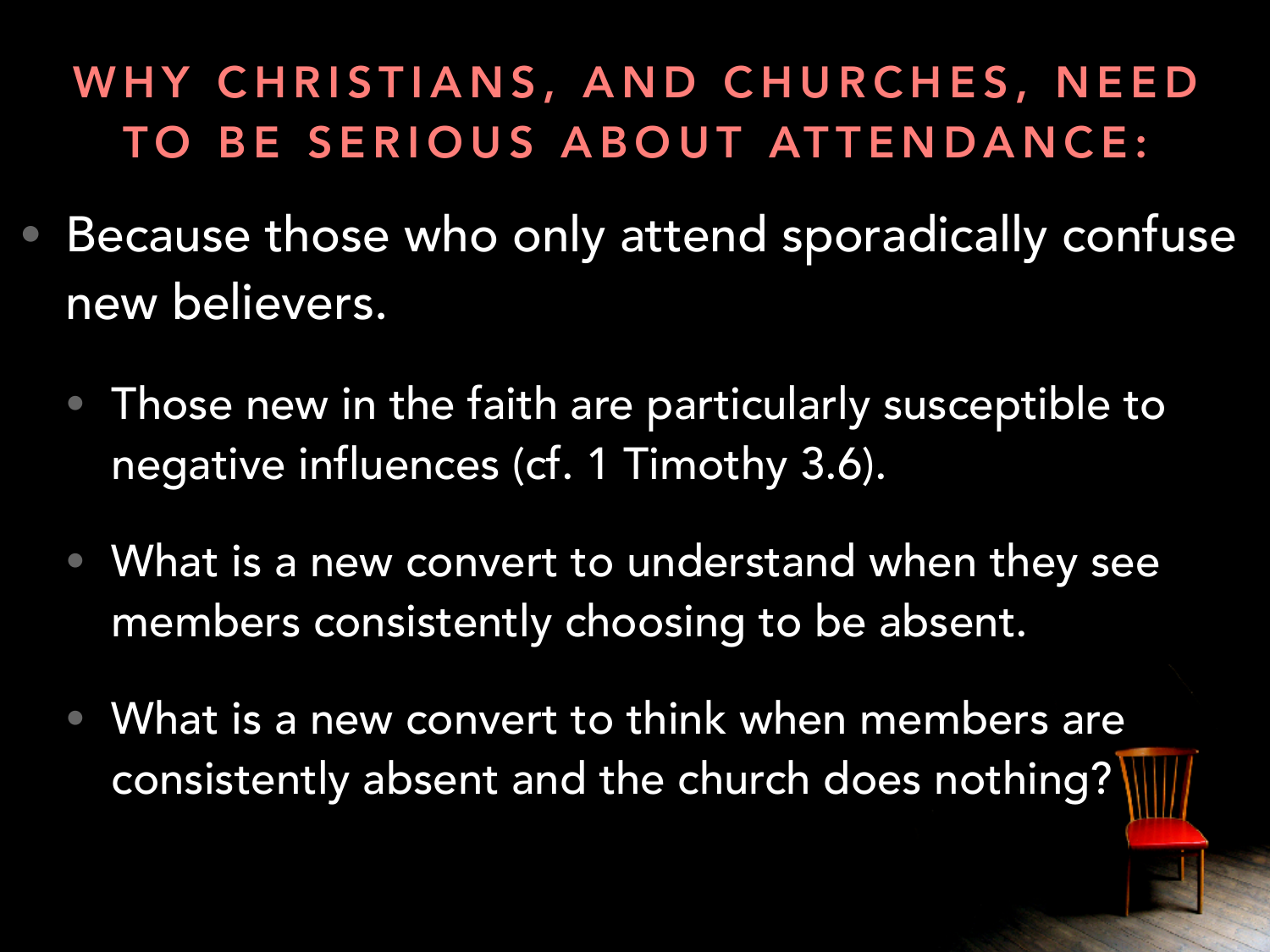## WHY CHRISTIANS, AND CHURCHES, NEED TO BE SERIOUS ABOUT ATTENDANCE:

- Because those who only attend sporadically confuse new believers.
  - Those new in the faith are particularly susceptible to negative influences (cf. 1 Timothy 3.6).
  - What is a new convert to understand when they see members consistently choosing to be absent.
  - What is a new convert to think when members are consistently absent and the church does nothing?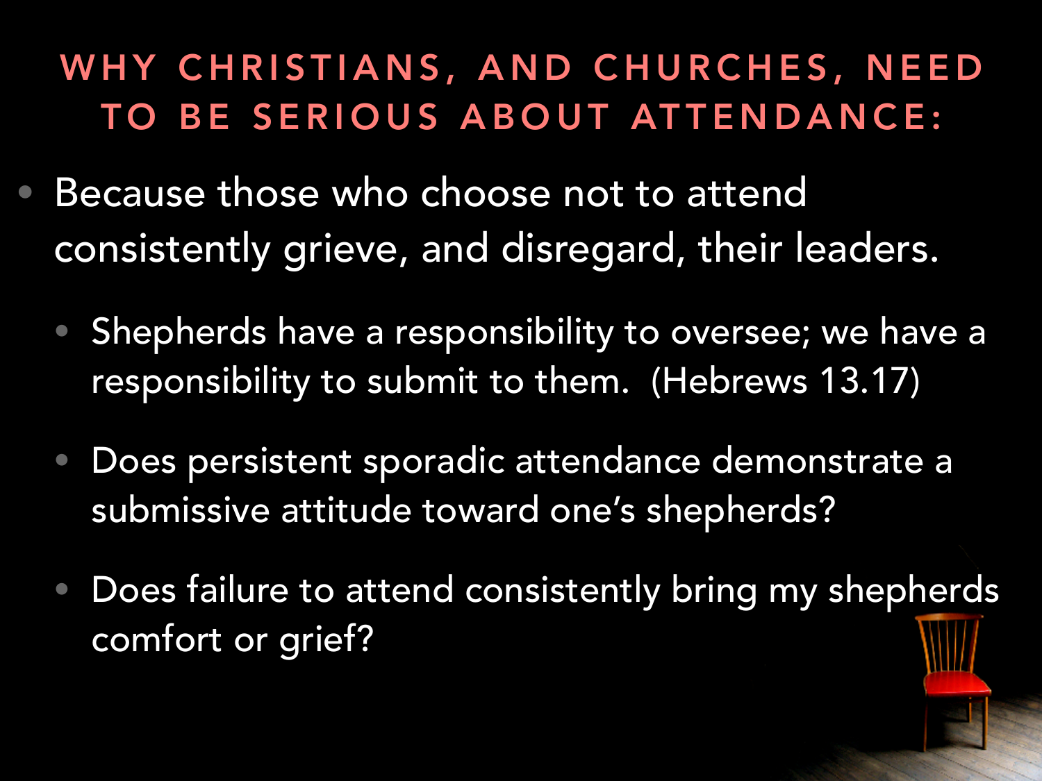# WHY CHRISTIANS, AND CHURCHES, NEED TO BE SERIOUS ABOUT ATTENDANCE:

- Because those who choose not to attend consistently grieve, and disregard, their leaders.
  - Shepherds have a responsibility to oversee; we have a responsibility to submit to them. (Hebrews 13.17)
  - Does persistent sporadic attendance demonstrate a submissive attitude toward one's shepherds?
  - Does failure to attend consistently bring my shepherds comfort or grief?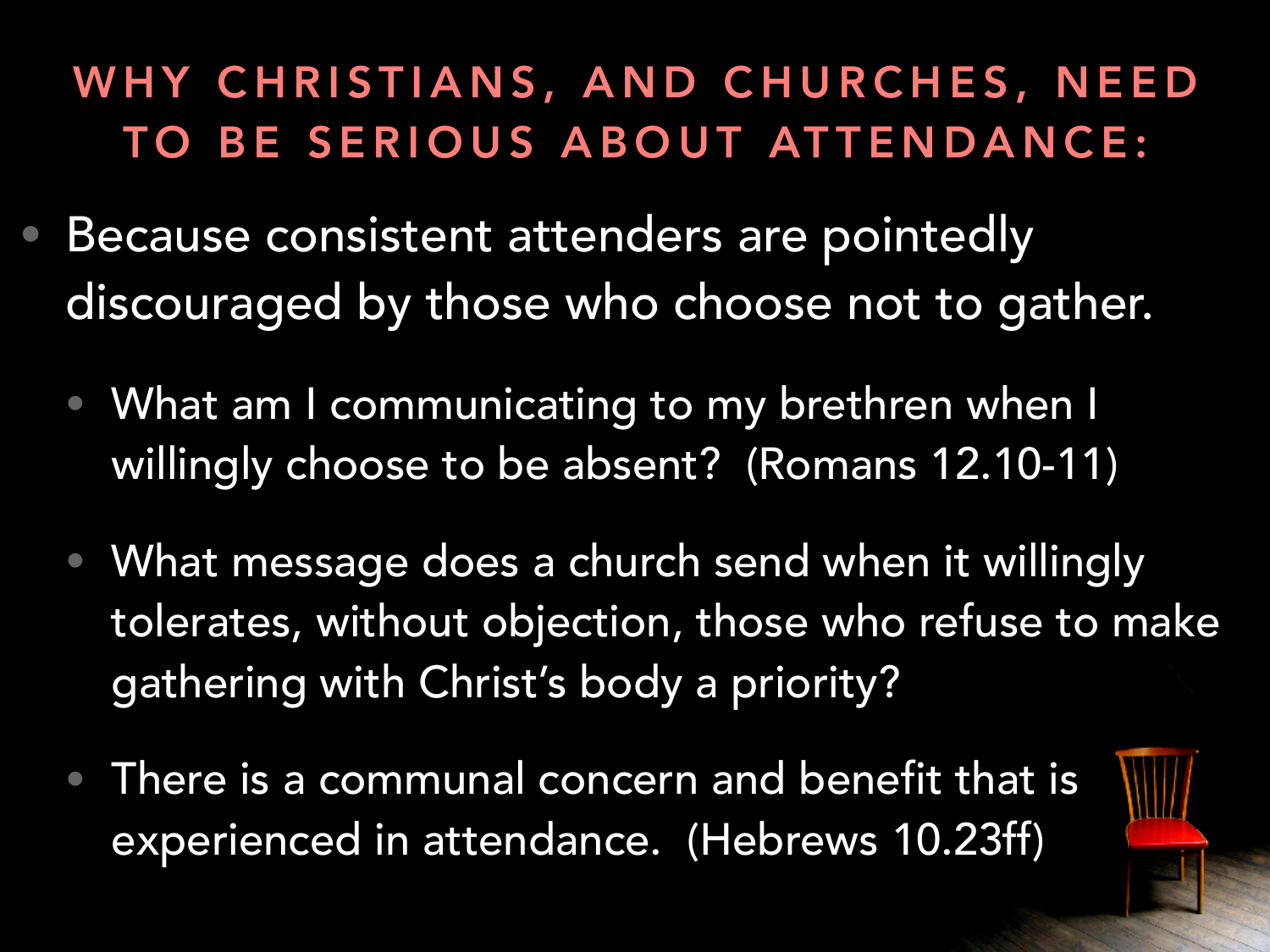# WHY CHRISTIANS, AND CHURCHES, NEED TO BE SERIOUS ABOUT ATTENDANCE:

- Because consistent attenders are pointedly discouraged by those who choose not to gather.
  - What am I communicating to my brethren when I willingly choose to be absent? (Romans 12.10-11)
  - What message does a church send when it willingly tolerates, without objection, those who refuse to make gathering with Christ's body a priority?
  - There is a communal concern and benefit that is experienced in attendance. (Hebrews 10.23ff)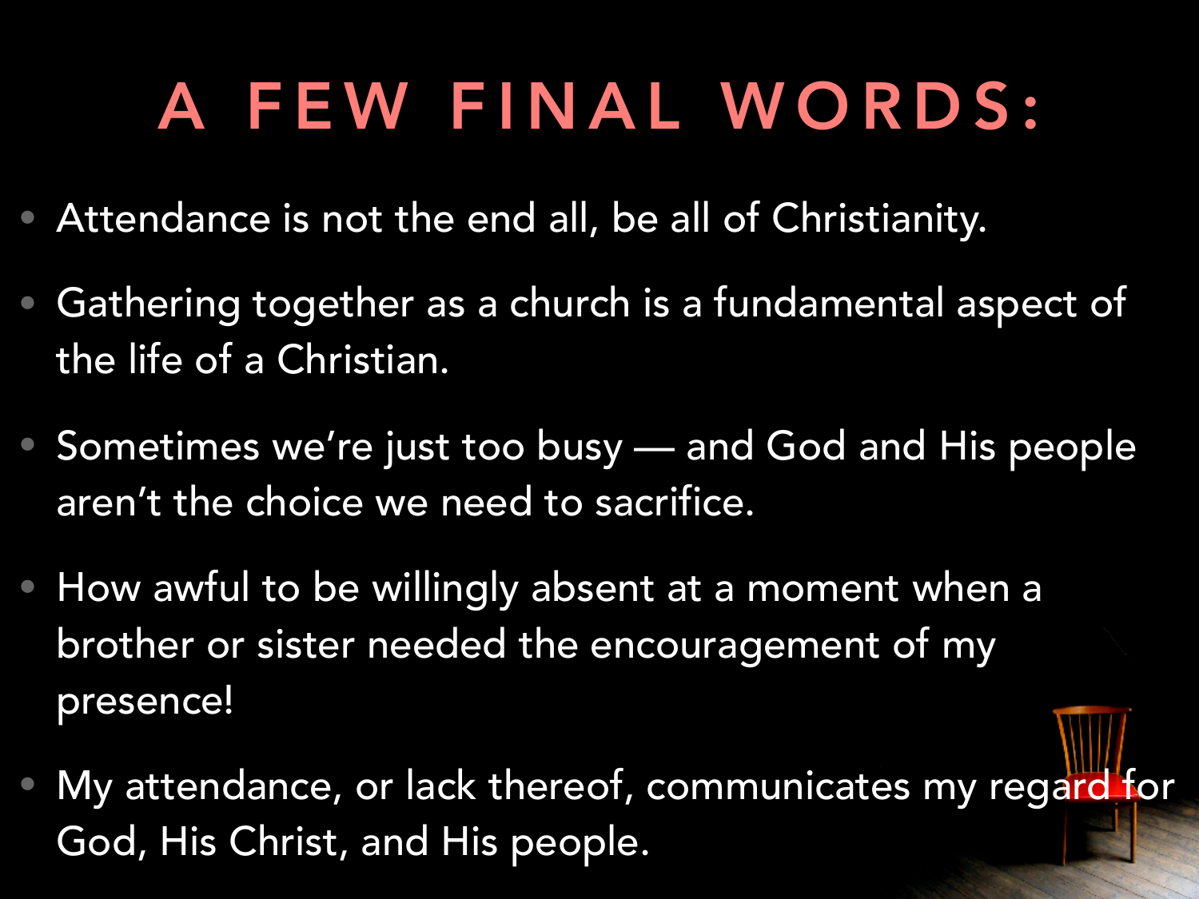# A FEW FINAL WORDS:

- Attendance is not the end all, be all of Christianity.
- Gathering together as a church is a fundamental aspect of the life of a Christian.
- Sometimes we're just too busy — and God and His people aren't the choice we need to sacrifice.
- How awful to be willingly absent at a moment when a brother or sister needed the encouragement of my presence!
- My attendance, or lack thereof, communicates my regard for God, His Christ, and His people.